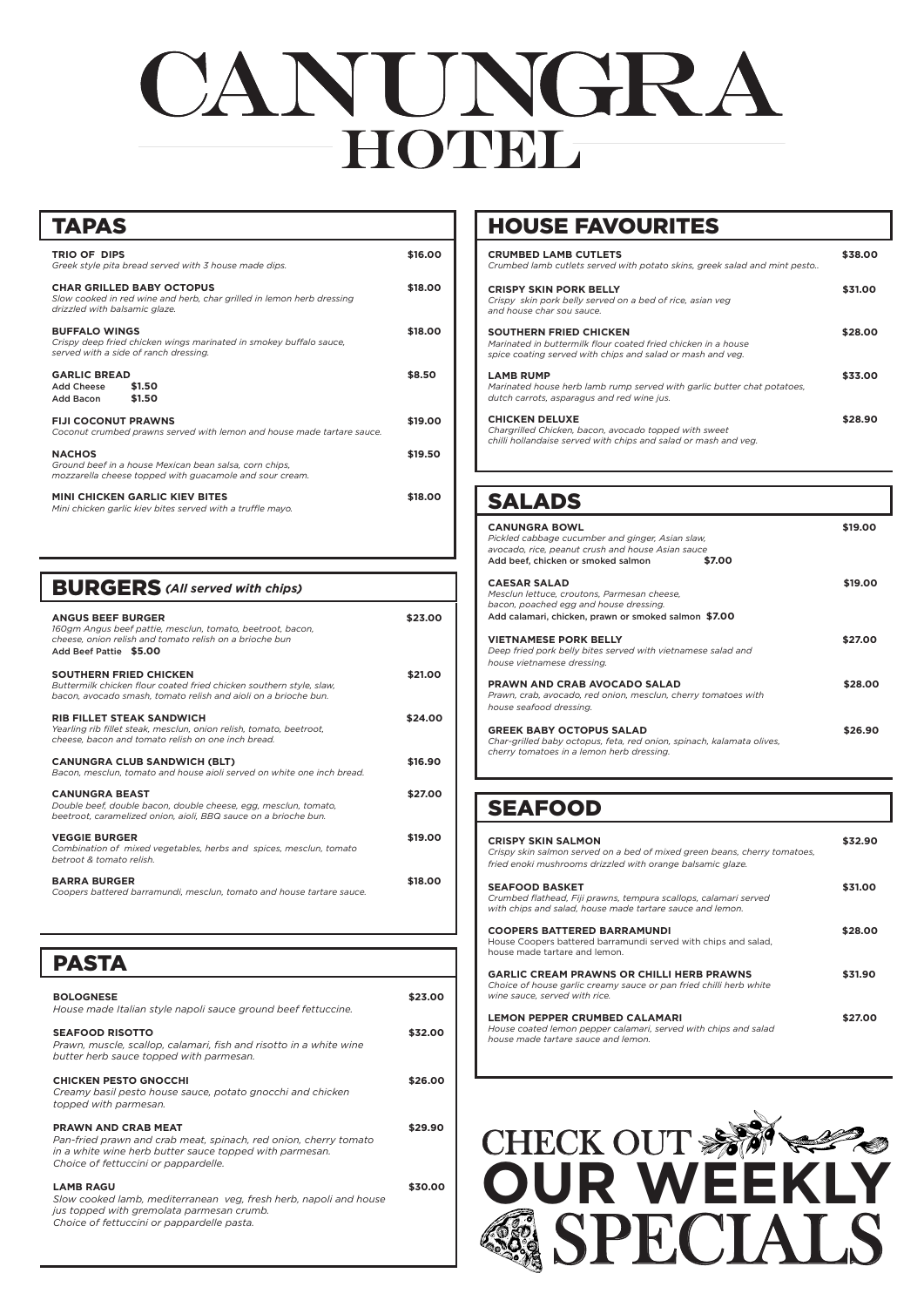# CANUNGRA HOTEL

## TAPAS

**TRIO OF DIPS** — **$16.00**
*Greek style pita bread served with 3 house made dips.*

**CHAR GRILLED BABY OCTOPUS** — **$18.00**
*Slow cooked in red wine and herb, char grilled in lemon herb dressing drizzled with balsamic glaze.*

**BUFFALO WINGS** — **$18.00**
*Crispy deep fried chicken wings marinated in smokey buffalo sauce, served with a side of ranch dressing.*

**GARLIC BREAD** — **$8.50**
Add Cheese **$1.50**
Add Bacon **$1.50**

**FIJI COCONUT PRAWNS** — **$19.00**
*Coconut crumbed prawns served with lemon and house made tartare sauce.*

**NACHOS** — **$19.50**
*Ground beef in a house Mexican bean salsa, corn chips, mozzarella cheese topped with guacamole and sour cream.*

**MINI CHICKEN GARLIC KIEV BITES** — **$18.00**
*Mini chicken garlic kiev bites served with a truffle mayo.*

## BURGERS *(All served with chips)*

**ANGUS BEEF BURGER** — **$23.00**
*160gm Angus beef pattie, mesclun, tomato, beetroot, bacon, cheese, onion relish and tomato relish on a brioche bun*
Add Beef Pattie **$5.00**

**SOUTHERN FRIED CHICKEN** — **$21.00**
*Buttermilk chicken flour coated fried chicken southern style, slaw, bacon, avocado smash, tomato relish and aioli on a brioche bun.*

**RIB FILLET STEAK SANDWICH** — **$24.00**
*Yearling rib fillet steak, mesclun, onion relish, tomato, beetroot, cheese, bacon and tomato relish on one inch bread.*

**CANUNGRA CLUB SANDWICH (BLT)** — **$16.90**
*Bacon, mesclun, tomato and house aioli served on white one inch bread.*

**CANUNGRA BEAST** — **$27.00**
*Double beef, double bacon, double cheese, egg, mesclun, tomato, beetroot, caramelized onion, aioli, BBQ sauce on a brioche bun.*

**VEGGIE BURGER** — **$19.00**
*Combination of mixed vegetables, herbs and spices, mesclun, tomato betroot & tomato relish.*

**BARRA BURGER** — **$18.00**
*Coopers battered barramundi, mesclun, tomato and house tartare sauce.*

## PASTA

**BOLOGNESE** — **$23.00**
*House made Italian style napoli sauce ground beef fettuccine.*

**SEAFOOD RISOTTO** — **$32.00**
*Prawn, muscle, scallop, calamari, fish and risotto in a white wine butter herb sauce topped with parmesan.*

**CHICKEN PESTO GNOCCHI** — **$26.00**
*Creamy basil pesto house sauce, potato gnocchi and chicken topped with parmesan.*

**PRAWN AND CRAB MEAT** — **$29.90**
*Pan-fried prawn and crab meat, spinach, red onion, cherry tomato in a white wine herb butter sauce topped with parmesan. Choice of fettuccini or pappardelle.*

**LAMB RAGU** — **$30.00**
*Slow cooked lamb, mediterranean veg, fresh herb, napoli and house jus topped with gremolata parmesan crumb. Choice of fettuccini or pappardelle pasta.*

## HOUSE FAVOURITES

**CRUMBED LAMB CUTLETS** — **$38.00**
*Crumbed lamb cutlets served with potato skins, greek salad and mint pesto..*

**CRISPY SKIN PORK BELLY** — **$31.00**
*Crispy skin pork belly served on a bed of rice, asian veg and house char sou sauce.*

**SOUTHERN FRIED CHICKEN** — **$28.00**
*Marinated in buttermilk flour coated fried chicken in a house spice coating served with chips and salad or mash and veg.*

**LAMB RUMP** — **$33.00**
*Marinated house herb lamb rump served with garlic butter chat potatoes, dutch carrots, asparagus and red wine jus.*

**CHICKEN DELUXE** — **$28.90**
*Chargrilled Chicken, bacon, avocado topped with sweet chilli hollandaise served with chips and salad or mash and veg.*

## SALADS

**CANUNGRA BOWL** — **$19.00**
*Pickled cabbage cucumber and ginger, Asian slaw, avocado, rice, peanut crush and house Asian sauce*
Add beef, chicken or smoked salmon **$7.00**

**CAESAR SALAD** — **$19.00**
*Mesclun lettuce, croutons, Parmesan cheese, bacon, poached egg and house dressing.*
Add calamari, chicken, prawn or smoked salmon **$7.00**

**VIETNAMESE PORK BELLY** — **$27.00**
*Deep fried pork belly bites served with vietnamese salad and house vietnamese dressing.*

**PRAWN AND CRAB AVOCADO SALAD** — **$28.00**
*Prawn, crab, avocado, red onion, mesclun, cherry tomatoes with house seafood dressing.*

**GREEK BABY OCTOPUS SALAD** — **$26.90**
*Char-grilled baby octopus, feta, red onion, spinach, kalamata olives, cherry tomatoes in a lemon herb dressing.*

## SEAFOOD

**CRISPY SKIN SALMON** — **$32.90**
*Crispy skin salmon served on a bed of mixed green beans, cherry tomatoes, fried enoki mushrooms drizzled with orange balsamic glaze.*

**SEAFOOD BASKET** — **$31.00**
*Crumbed flathead, Fiji prawns, tempura scallops, calamari served with chips and salad, house made tartare sauce and lemon.*

**COOPERS BATTERED BARRAMUNDI** — **$28.00**
House Coopers battered barramundi served with chips and salad, house made tartare and lemon.

**GARLIC CREAM PRAWNS OR CHILLI HERB PRAWNS** — **$31.90**
*Choice of house garlic creamy sauce or pan fried chilli herb white wine sauce, served with rice.*

**LEMON PEPPER CRUMBED CALAMARI** — **$27.00**
*House coated lemon pepper calamari, served with chips and salad house made tartare sauce and lemon.*

CHECK OUT **OUR WEEKLY** SPECIALS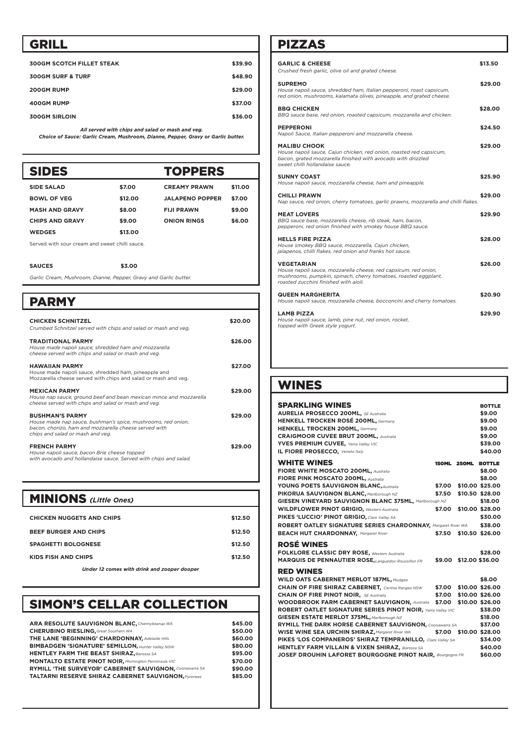## GRILL

| | |
|---|---|
| **300GM SCOTCH FILLET STEAK** | $39.90 |
| **300GM SURF & TURF** | $48.90 |
| **200GM RUMP** | $29.00 |
| **400GM RUMP** | $37.00 |
| **300GM SIRLOIN** | $36.00 |

***All served with chips and salad or mash and veg.***
***Choice of Sauce: Garlic Cream, Mushroom, Dianne, Pepper, Gravy or Garlic butter.***

## SIDES

| | |
|---|---|
| **SIDE SALAD** | $7.00 |
| **BOWL OF VEG** | $12.00 |
| **MASH AND GRAVY** | $8.00 |
| **CHIPS AND GRAVY** | $9.00 |
| **WEDGES** | $13.00 |

Served with sour cream and sweet chilli sauce.

**SAUCES** $3.00

*Garlic Cream, Mushroom, Dianne, Pepper, Gravy and Garlic butter.*

## TOPPERS

| | |
|---|---|
| **CREAMY PRAWN** | $11.00 |
| **JALAPENO POPPER** | $7.00 |
| **FIJI PRAWN** | $9.00 |
| **ONION RINGS** | $6.00 |

## PARMY

**CHICKEN SCHNITZEL** $20.00
*Crumbed Schnitzel served with chips and salad or mash and veg.*

**TRADITIONAL PARMY** $26.00
*House made napoli sauce, shredded ham and mozzarella cheese served with chips and salad or mash and veg.*

**HAWAIIAN PARMY** $27.00
House made napoli sauce, shredded ham, pineapple and Mozzarella cheese served with chips and salad or mash and veg.

**MEXICAN PARMY** $29.00
*House nap sauce, ground beef and bean mexican mince and mozzarella cheese served with chips and salad or mash and veg.*

**BUSHMAN'S PARMY** $29.00
*House made nap sauce, bushman's spice, mushrooms, red onion, bacon, chorizo, ham and mozzarella cheese served with chips and salad or mash and veg.*

**FRENCH PARMY** $29.00
*House napoli sauce, bacon Brie cheese topped with avocado and hollandaise sauce. Served with chips and salad.*

## MINIONS *(Little Ones)*

| | |
|---|---|
| **CHICKEN NUGGETS AND CHIPS** | $12.50 |
| **BEEF BURGER AND CHIPS** | $12.50 |
| **SPAGHETTI BOLOGNESE** | $12.50 |
| **KIDS FISH AND CHIPS** | $12.50 |

***Under 12 comes with drink and zooper dooper***

## SIMON'S CELLAR COLLECTION

| | |
|---|---|
| **ARA RESOLUTE SAUVIGNON BLANC,** *Channybearup WA* | $45.00 |
| **CHERUBINO RIESLING,** *Great Southern WA* | $50.00 |
| **THE LANE 'BEGINNING' CHARDONNAY,** *Adelaide Hills* | $60.00 |
| **BIMBADGEN 'SIGNATURE' SEMILLON,** *Hunter Valley NSW* | $80.00 |
| **HENTLEY FARM THE BEAST SHIRAZ,** *Barossa SA* | $95.00 |
| **MONTALTO ESTATE PINOT NOIR,** *Mornington Penninsula VIC* | $70.00 |
| **RYMILL 'THE SURVEYOR' CABERNET SAUVIGNON,** *Coonawarra SA* | $90.00 |
| **TALTARNI RESERVE SHIRAZ CABERNET SAUVIGNON,** *Pyrenees* | $85.00 |

## PIZZAS

**GARLIC & CHEESE** $13.50
*Crushed fresh garlic, olive oil and grated cheese.*

**SUPREMO** $29.00
*House napoli sauce, shredded ham, Italian pepperoni, roast capsicum, red onion, mushrooms, kalamata olives, pineapple, and grated cheese.*

**BBQ CHICKEN** $28.00
*BBQ sauce base, red onion, roasted capsicum, mozzarella and chicken.*

**PEPPERONI** $24.50
*Napoli Sauce, Italian pepperoni and mozzarella cheese.*

**MALIBU CHOOK** $29.00
*House napoli sauce, Cajun chicken, red onion, roasted red capsicum, bacon, grated mozzarella finished with avocado with drizzled sweet chilli hollandaise sauce.*

**SUNNY COAST** $25.90
*House napoli sauce, mozzarella cheese, ham and pineapple.*

**CHILLI PRAWN** $29.00
*Nap sauce, red onion, cherry tomatoes, garlic prawns, mozzarella and chilli flakes.*

**MEAT LOVERS** $29.90
*BBQ sauce base, mozzarella cheese, rib steak, ham, bacon, pepperoni, red onion finished with smokey house BBQ sauce.*

**HELLS FIRE PIZZA** $28.00
*House smokey BBQ sauce, mozzarella, Cajun chicken, jalapenos, chilli flakes, red onion and franks hot sauce.*

**VEGETARIAN** $26.00
*House napoli sauce, mozzarella cheese, red capsicum, red onion, mushrooms, pumpkin, spinach, cherry tomatoes, roasted eggplant, roasted zucchini finished with aioli.*

**QUEEN MARGHERITA** $20.90
*House napoli sauce, mozzarella cheese, bocconcini and cherry tomatoes.*

**LAMB PIZZA** $29.90
*House napoli sauce, lamb, pine nut, red onion, rocket, topped with Greek style yogurt.*

## WINES

### SPARKLING WINES

| | BOTTLE |
|---|---|
| **AURELIA PROSECCO 200ML,** *SE Australia* | $9.00 |
| **HENKELL TROCKEN ROSÉ 200ML,** *Germany* | $9.00 |
| **HENKELL TROCKEN 200ML,** *Germany* | $9.00 |
| **CRAIGMOOR CUVEE BRUT 200ML,** *Australia* | $9.00 |
| **YVES PREMIUM CUVEE,** *Yarra Valley VIC* | $39.00 |
| **IL FIORE PROSECCO,** *Veneto Italy* | $40.00 |

### WHITE WINES

| | 150ML | 250ML | BOTTLE |
|---|---|---|---|
| **FIORE WHITE MOSCATO 200ML,** *Australia* | | | $8.00 |
| **FIORE PINK MOSCATO 200ML,** *Australia* | | | $8.00 |
| **YOUNG POETS SAUVIGNON BLANC,** *Australia* | $7.00 | $10.00 | $25.00 |
| **PIKORUA SAUVIGNON BLANC,** *Marlborough NZ* | $7.50 | $10.50 | $28.00 |
| **GIESEN VINEYARD SAUVIGNON BLANC 375ML,** *Marlborough NZ* | | | $18.00 |
| **WILDFLOWER PINOT GRIGIO,** *Western Australia* | $7.00 | $10.00 | $28.00 |
| **PIKES 'LUCCIO' PINOT GRIGIO,** *Clare Valley SA* | | | $30.00 |
| **ROBERT OATLEY SIGNATURE SERIES CHARDONNAY,** *Margaret River WA* | | | $38.00 |
| **BEACH HUT CHARDONNAY,** *Margaret River* | $7.50 | $10.50 | $26.00 |

### ROSÉ WINES

| | 150ML | 250ML | BOTTLE |
|---|---|---|---|
| **FOLKLORE CLASSIC DRY ROSE,** *Western Australia* | | | $28.00 |
| **MARQUIS DE PENNAUTIER ROSE,** *Languedoc-Roussillon FR* | $9.00 | $12.00 | $36.00 |

### RED WINES

| | 150ML | 250ML | BOTTLE |
|---|---|---|---|
| **WILD OATS CABERNET MERLOT 187ML,** *Mudgee* | | | $8.00 |
| **CHAIN OF FIRE SHIRAZ CABERNET,** *Central Ranges NSW* | $7.00 | $10.00 | $26.00 |
| **CHAIN OF FIRE PINOT NOIR,** *SE Australia* | $7.00 | $10.00 | $26.00 |
| **WOODBROOK FARM CABERNET SAUVIGNON,** *Australia* | $7.00 | $10.00 | $26.00 |
| **ROBERT OATLET SIGNATURE SERIES PINOT NOIR,** *Yarra Valley VIC* | | | $38.00 |
| **GIESEN ESTATE MERLOT 375ML,** *Marlborough NZ* | | | $18.00 |
| **RYMILL THE DARK HORSE CABERNET SAUVIGNON,** *Coonawarra SA* | | | $37.00 |
| **WISE WINE SEA URCHIN SHIRAZ,** *Margaret River WA* | $7.00 | $10.00 | $28.00 |
| **PIKES 'LOS COMPANEROS' SHIRAZ TEMPRANILLO,** *Clare Valley SA* | | | $34.00 |
| **HENTLEY FARM VILLAIN & VIXEN SHIRAZ,** *Barossa SA* | | | $40.00 |
| **JOSEF DROUHIN LAFORET BOURGOGNE PINOT NAIR,** *Bourgogne FR* | | | $60.00 |